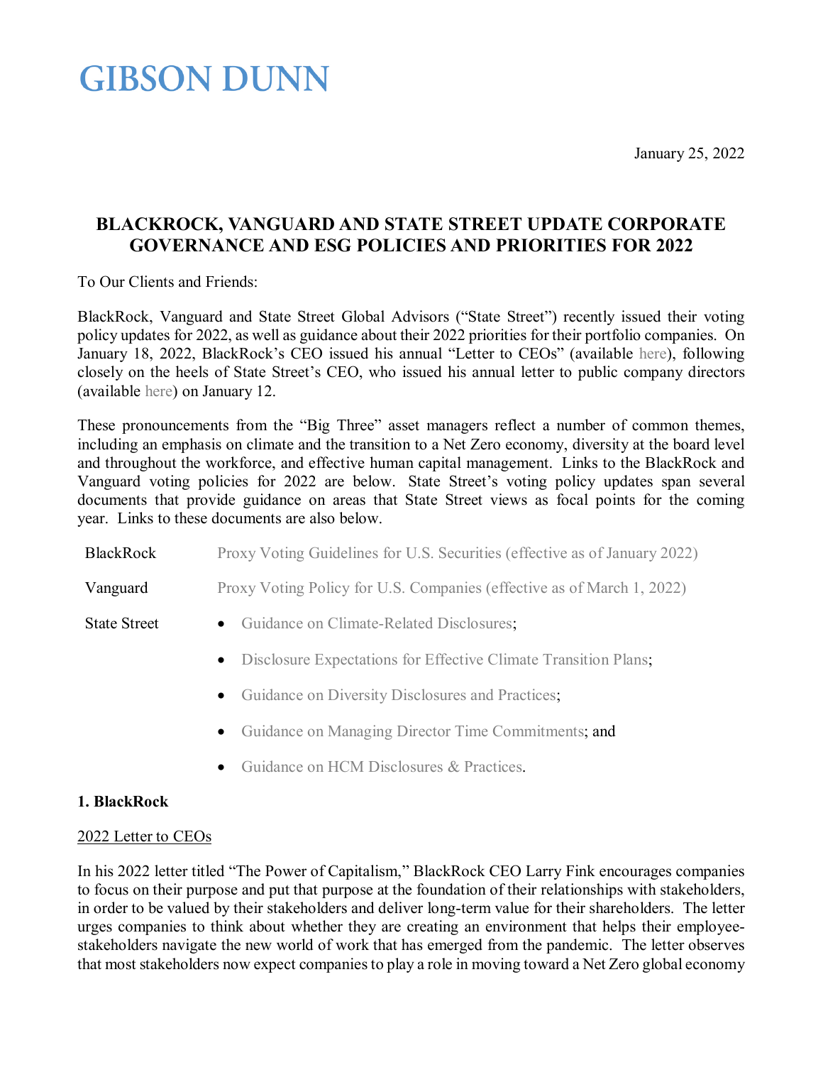# GIBSON DUNN

January 25, 2022

## BLACKROCK, VANGUARD AND STATE STREET UPDATE CORPORATE GOVERNANCE AND ESG POLICIES AND PRIORITIES FOR 2022

To Our Clients and Friends:

BlackRock, Vanguard and State Street Global Advisors ("State Street") recently issued their voting policy updates for 2022, as well as guidance about their 2022 priorities for their portfolio companies. On January 18, 2022, BlackRock's CEO issued his annual "Letter to CEOs" (available here), following closely on the heels of State Street's CEO, who issued his annual letter to public company directors (available here) on January 12.

These pronouncements from the "Big Three" asset managers reflect a number of common themes, including an emphasis on climate and the transition to a Net Zero economy, diversity at the board level and throughout the workforce, and effective human capital management. Links to the BlackRock and Vanguard voting policies for 2022 are below. State Street's voting policy updates span several documents that provide guidance on areas that State Street views as focal points for the coming year. Links to these documents are also below.

| | |
|---|---|
| BlackRock | Proxy Voting Guidelines for U.S. Securities (effective as of January 2022) |
| Vanguard | Proxy Voting Policy for U.S. Companies (effective as of March 1, 2022) |
| State Street | • Guidance on Climate-Related Disclosures;<br>• Disclosure Expectations for Effective Climate Transition Plans;<br>• Guidance on Diversity Disclosures and Practices;<br>• Guidance on Managing Director Time Commitments; and<br>• Guidance on HCM Disclosures & Practices. |

### 1. BlackRock

2022 Letter to CEOs

In his 2022 letter titled "The Power of Capitalism," BlackRock CEO Larry Fink encourages companies to focus on their purpose and put that purpose at the foundation of their relationships with stakeholders, in order to be valued by their stakeholders and deliver long-term value for their shareholders. The letter urges companies to think about whether they are creating an environment that helps their employee-stakeholders navigate the new world of work that has emerged from the pandemic. The letter observes that most stakeholders now expect companies to play a role in moving toward a Net Zero global economy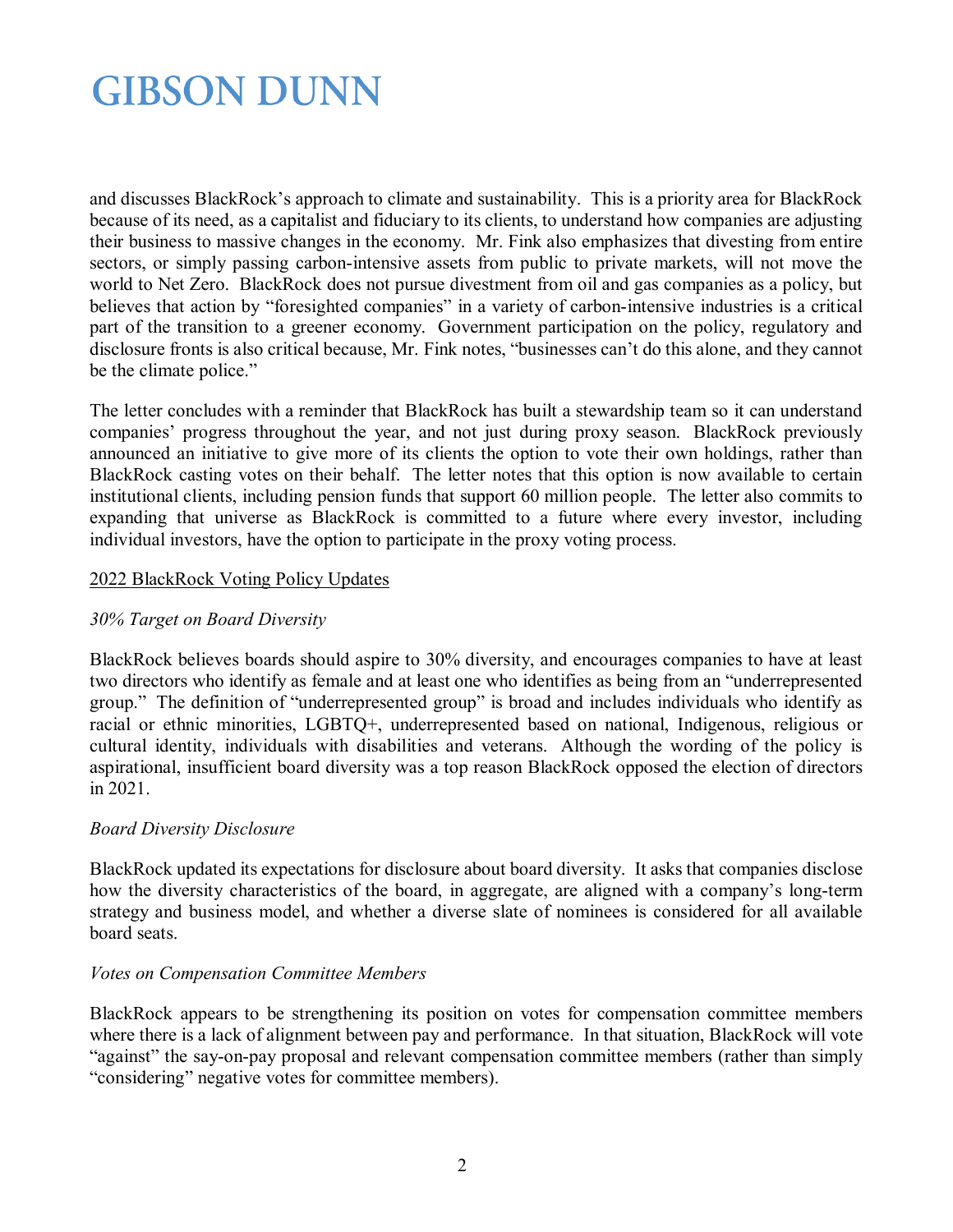and discusses BlackRock's approach to climate and sustainability. This is a priority area for BlackRock because of its need, as a capitalist and fiduciary to its clients, to understand how companies are adjusting their business to massive changes in the economy. Mr. Fink also emphasizes that divesting from entire sectors, or simply passing carbon-intensive assets from public to private markets, will not move the world to Net Zero. BlackRock does not pursue divestment from oil and gas companies as a policy, but believes that action by "foresighted companies" in a variety of carbon-intensive industries is a critical part of the transition to a greener economy. Government participation on the policy, regulatory and disclosure fronts is also critical because, Mr. Fink notes, "businesses can't do this alone, and they cannot be the climate police."

The letter concludes with a reminder that BlackRock has built a stewardship team so it can understand companies' progress throughout the year, and not just during proxy season. BlackRock previously announced an initiative to give more of its clients the option to vote their own holdings, rather than BlackRock casting votes on their behalf. The letter notes that this option is now available to certain institutional clients, including pension funds that support 60 million people. The letter also commits to expanding that universe as BlackRock is committed to a future where every investor, including individual investors, have the option to participate in the proxy voting process.

<u>2022 BlackRock Voting Policy Updates</u>

*30% Target on Board Diversity*

BlackRock believes boards should aspire to 30% diversity, and encourages companies to have at least two directors who identify as female and at least one who identifies as being from an "underrepresented group." The definition of "underrepresented group" is broad and includes individuals who identify as racial or ethnic minorities, LGBTQ+, underrepresented based on national, Indigenous, religious or cultural identity, individuals with disabilities and veterans. Although the wording of the policy is aspirational, insufficient board diversity was a top reason BlackRock opposed the election of directors in 2021.

*Board Diversity Disclosure*

BlackRock updated its expectations for disclosure about board diversity. It asks that companies disclose how the diversity characteristics of the board, in aggregate, are aligned with a company's long-term strategy and business model, and whether a diverse slate of nominees is considered for all available board seats.

*Votes on Compensation Committee Members*

BlackRock appears to be strengthening its position on votes for compensation committee members where there is a lack of alignment between pay and performance. In that situation, BlackRock will vote "against" the say-on-pay proposal and relevant compensation committee members (rather than simply "considering" negative votes for committee members).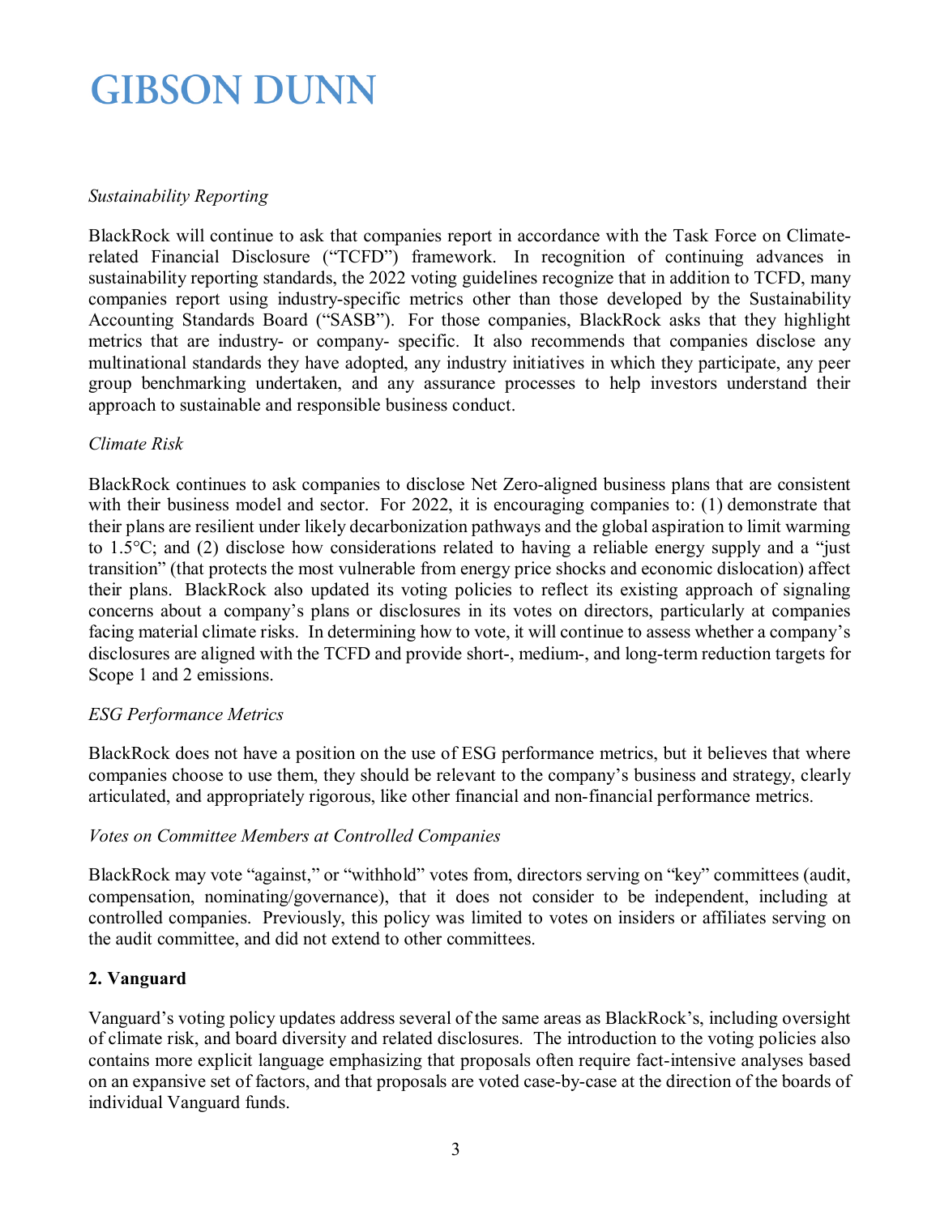*Sustainability Reporting*

BlackRock will continue to ask that companies report in accordance with the Task Force on Climate-related Financial Disclosure ("TCFD") framework. In recognition of continuing advances in sustainability reporting standards, the 2022 voting guidelines recognize that in addition to TCFD, many companies report using industry-specific metrics other than those developed by the Sustainability Accounting Standards Board ("SASB"). For those companies, BlackRock asks that they highlight metrics that are industry- or company- specific. It also recommends that companies disclose any multinational standards they have adopted, any industry initiatives in which they participate, any peer group benchmarking undertaken, and any assurance processes to help investors understand their approach to sustainable and responsible business conduct.

*Climate Risk*

BlackRock continues to ask companies to disclose Net Zero-aligned business plans that are consistent with their business model and sector. For 2022, it is encouraging companies to: (1) demonstrate that their plans are resilient under likely decarbonization pathways and the global aspiration to limit warming to 1.5°C; and (2) disclose how considerations related to having a reliable energy supply and a "just transition" (that protects the most vulnerable from energy price shocks and economic dislocation) affect their plans. BlackRock also updated its voting policies to reflect its existing approach of signaling concerns about a company's plans or disclosures in its votes on directors, particularly at companies facing material climate risks. In determining how to vote, it will continue to assess whether a company's disclosures are aligned with the TCFD and provide short-, medium-, and long-term reduction targets for Scope 1 and 2 emissions.

*ESG Performance Metrics*

BlackRock does not have a position on the use of ESG performance metrics, but it believes that where companies choose to use them, they should be relevant to the company's business and strategy, clearly articulated, and appropriately rigorous, like other financial and non-financial performance metrics.

*Votes on Committee Members at Controlled Companies*

BlackRock may vote "against," or "withhold" votes from, directors serving on "key" committees (audit, compensation, nominating/governance), that it does not consider to be independent, including at controlled companies. Previously, this policy was limited to votes on insiders or affiliates serving on the audit committee, and did not extend to other committees.

**2. Vanguard**

Vanguard's voting policy updates address several of the same areas as BlackRock's, including oversight of climate risk, and board diversity and related disclosures. The introduction to the voting policies also contains more explicit language emphasizing that proposals often require fact-intensive analyses based on an expansive set of factors, and that proposals are voted case-by-case at the direction of the boards of individual Vanguard funds.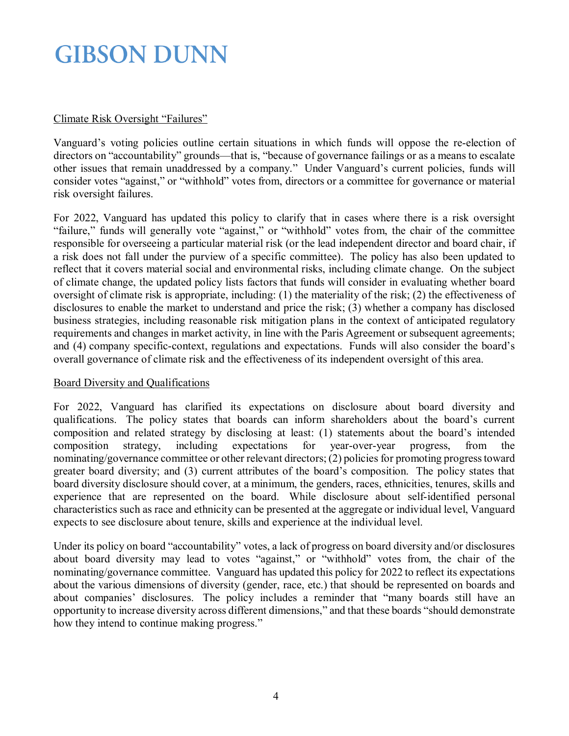Climate Risk Oversight "Failures"

Vanguard's voting policies outline certain situations in which funds will oppose the re-election of directors on "accountability" grounds—that is, "because of governance failings or as a means to escalate other issues that remain unaddressed by a company." Under Vanguard's current policies, funds will consider votes "against," or "withhold" votes from, directors or a committee for governance or material risk oversight failures.

For 2022, Vanguard has updated this policy to clarify that in cases where there is a risk oversight "failure," funds will generally vote "against," or "withhold" votes from, the chair of the committee responsible for overseeing a particular material risk (or the lead independent director and board chair, if a risk does not fall under the purview of a specific committee). The policy has also been updated to reflect that it covers material social and environmental risks, including climate change. On the subject of climate change, the updated policy lists factors that funds will consider in evaluating whether board oversight of climate risk is appropriate, including: (1) the materiality of the risk; (2) the effectiveness of disclosures to enable the market to understand and price the risk; (3) whether a company has disclosed business strategies, including reasonable risk mitigation plans in the context of anticipated regulatory requirements and changes in market activity, in line with the Paris Agreement or subsequent agreements; and (4) company specific-context, regulations and expectations. Funds will also consider the board's overall governance of climate risk and the effectiveness of its independent oversight of this area.

Board Diversity and Qualifications

For 2022, Vanguard has clarified its expectations on disclosure about board diversity and qualifications. The policy states that boards can inform shareholders about the board's current composition and related strategy by disclosing at least: (1) statements about the board's intended composition strategy, including expectations for year-over-year progress, from the nominating/governance committee or other relevant directors; (2) policies for promoting progress toward greater board diversity; and (3) current attributes of the board's composition. The policy states that board diversity disclosure should cover, at a minimum, the genders, races, ethnicities, tenures, skills and experience that are represented on the board. While disclosure about self-identified personal characteristics such as race and ethnicity can be presented at the aggregate or individual level, Vanguard expects to see disclosure about tenure, skills and experience at the individual level.

Under its policy on board "accountability" votes, a lack of progress on board diversity and/or disclosures about board diversity may lead to votes "against," or "withhold" votes from, the chair of the nominating/governance committee. Vanguard has updated this policy for 2022 to reflect its expectations about the various dimensions of diversity (gender, race, etc.) that should be represented on boards and about companies' disclosures. The policy includes a reminder that "many boards still have an opportunity to increase diversity across different dimensions," and that these boards "should demonstrate how they intend to continue making progress."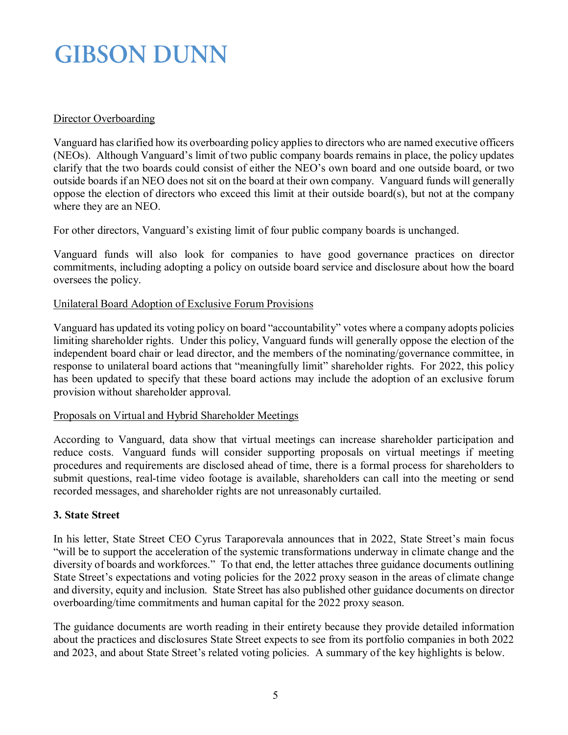Director Overboarding

Vanguard has clarified how its overboarding policy applies to directors who are named executive officers (NEOs). Although Vanguard's limit of two public company boards remains in place, the policy updates clarify that the two boards could consist of either the NEO's own board and one outside board, or two outside boards if an NEO does not sit on the board at their own company. Vanguard funds will generally oppose the election of directors who exceed this limit at their outside board(s), but not at the company where they are an NEO.

For other directors, Vanguard's existing limit of four public company boards is unchanged.

Vanguard funds will also look for companies to have good governance practices on director commitments, including adopting a policy on outside board service and disclosure about how the board oversees the policy.

Unilateral Board Adoption of Exclusive Forum Provisions

Vanguard has updated its voting policy on board "accountability" votes where a company adopts policies limiting shareholder rights. Under this policy, Vanguard funds will generally oppose the election of the independent board chair or lead director, and the members of the nominating/governance committee, in response to unilateral board actions that "meaningfully limit" shareholder rights. For 2022, this policy has been updated to specify that these board actions may include the adoption of an exclusive forum provision without shareholder approval.

Proposals on Virtual and Hybrid Shareholder Meetings

According to Vanguard, data show that virtual meetings can increase shareholder participation and reduce costs. Vanguard funds will consider supporting proposals on virtual meetings if meeting procedures and requirements are disclosed ahead of time, there is a formal process for shareholders to submit questions, real-time video footage is available, shareholders can call into the meeting or send recorded messages, and shareholder rights are not unreasonably curtailed.

**3. State Street**

In his letter, State Street CEO Cyrus Taraporevala announces that in 2022, State Street's main focus "will be to support the acceleration of the systemic transformations underway in climate change and the diversity of boards and workforces." To that end, the letter attaches three guidance documents outlining State Street's expectations and voting policies for the 2022 proxy season in the areas of climate change and diversity, equity and inclusion. State Street has also published other guidance documents on director overboarding/time commitments and human capital for the 2022 proxy season.

The guidance documents are worth reading in their entirety because they provide detailed information about the practices and disclosures State Street expects to see from its portfolio companies in both 2022 and 2023, and about State Street's related voting policies. A summary of the key highlights is below.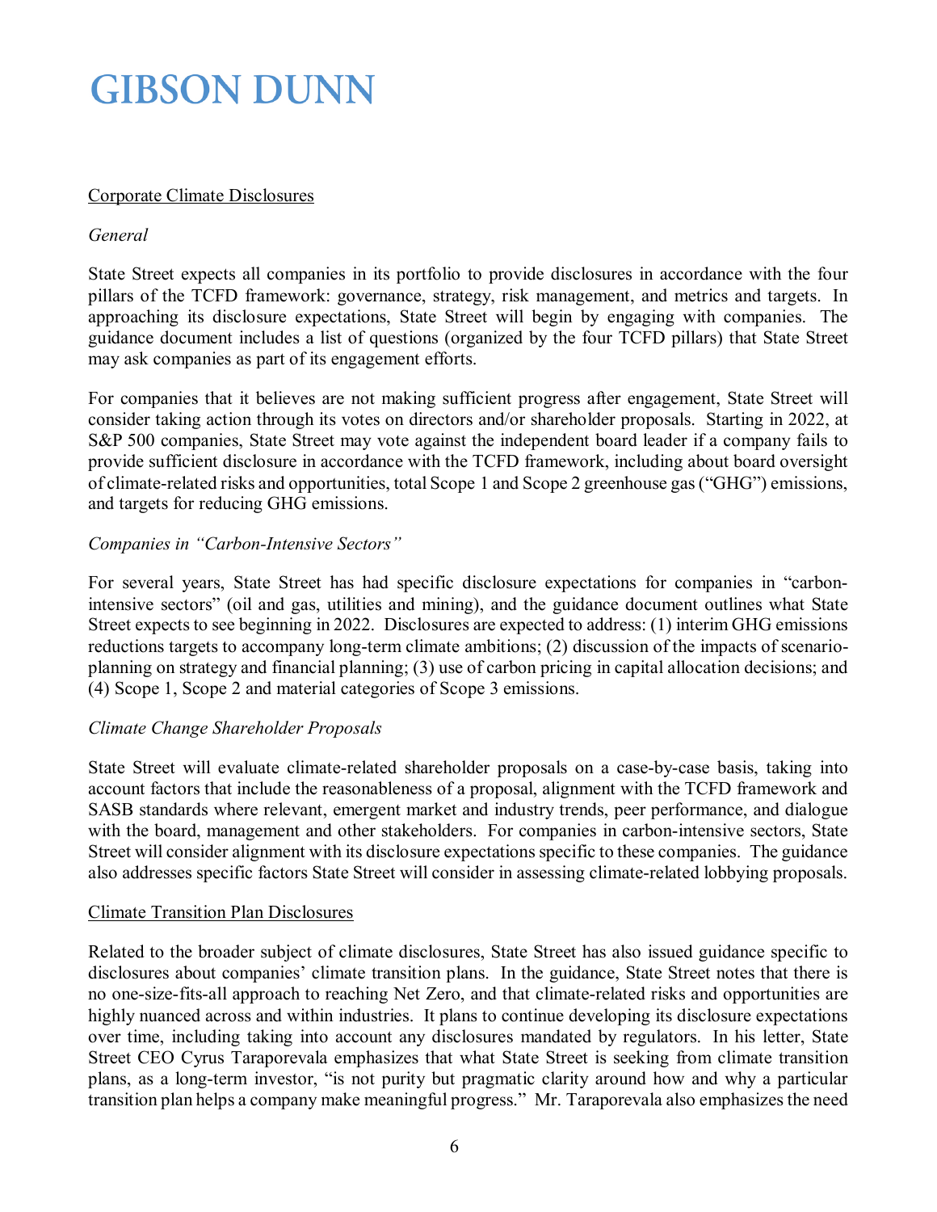Corporate Climate Disclosures

*General*

State Street expects all companies in its portfolio to provide disclosures in accordance with the four pillars of the TCFD framework: governance, strategy, risk management, and metrics and targets. In approaching its disclosure expectations, State Street will begin by engaging with companies. The guidance document includes a list of questions (organized by the four TCFD pillars) that State Street may ask companies as part of its engagement efforts.

For companies that it believes are not making sufficient progress after engagement, State Street will consider taking action through its votes on directors and/or shareholder proposals. Starting in 2022, at S&P 500 companies, State Street may vote against the independent board leader if a company fails to provide sufficient disclosure in accordance with the TCFD framework, including about board oversight of climate-related risks and opportunities, total Scope 1 and Scope 2 greenhouse gas ("GHG") emissions, and targets for reducing GHG emissions.

*Companies in "Carbon-Intensive Sectors"*

For several years, State Street has had specific disclosure expectations for companies in "carbon-intensive sectors" (oil and gas, utilities and mining), and the guidance document outlines what State Street expects to see beginning in 2022. Disclosures are expected to address: (1) interim GHG emissions reductions targets to accompany long-term climate ambitions; (2) discussion of the impacts of scenario-planning on strategy and financial planning; (3) use of carbon pricing in capital allocation decisions; and (4) Scope 1, Scope 2 and material categories of Scope 3 emissions.

*Climate Change Shareholder Proposals*

State Street will evaluate climate-related shareholder proposals on a case-by-case basis, taking into account factors that include the reasonableness of a proposal, alignment with the TCFD framework and SASB standards where relevant, emergent market and industry trends, peer performance, and dialogue with the board, management and other stakeholders. For companies in carbon-intensive sectors, State Street will consider alignment with its disclosure expectations specific to these companies. The guidance also addresses specific factors State Street will consider in assessing climate-related lobbying proposals.

Climate Transition Plan Disclosures

Related to the broader subject of climate disclosures, State Street has also issued guidance specific to disclosures about companies' climate transition plans. In the guidance, State Street notes that there is no one-size-fits-all approach to reaching Net Zero, and that climate-related risks and opportunities are highly nuanced across and within industries. It plans to continue developing its disclosure expectations over time, including taking into account any disclosures mandated by regulators. In his letter, State Street CEO Cyrus Taraporevala emphasizes that what State Street is seeking from climate transition plans, as a long-term investor, "is not purity but pragmatic clarity around how and why a particular transition plan helps a company make meaningful progress." Mr. Taraporevala also emphasizes the need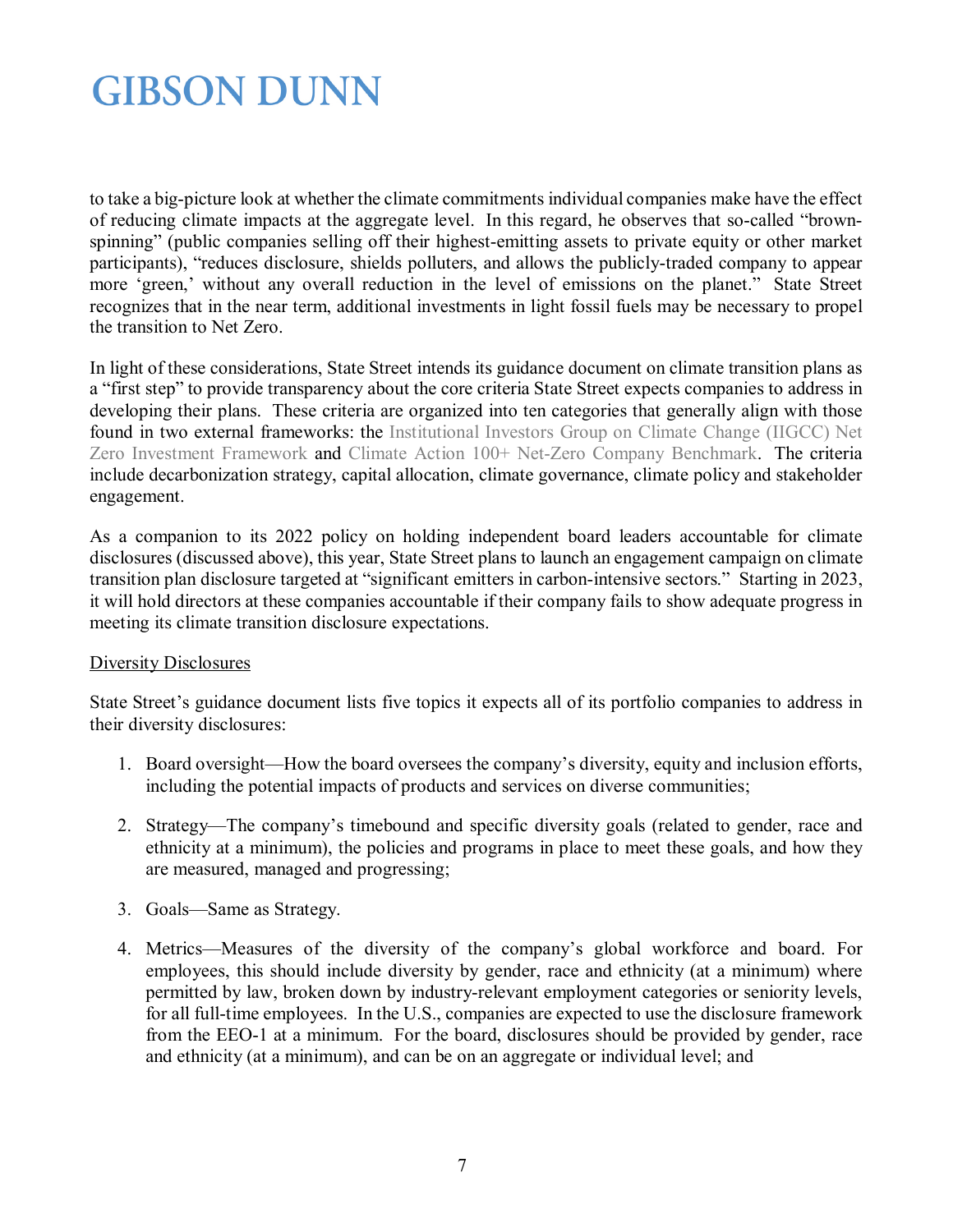to take a big-picture look at whether the climate commitments individual companies make have the effect of reducing climate impacts at the aggregate level. In this regard, he observes that so-called "brown-spinning" (public companies selling off their highest-emitting assets to private equity or other market participants), "reduces disclosure, shields polluters, and allows the publicly-traded company to appear more 'green,' without any overall reduction in the level of emissions on the planet." State Street recognizes that in the near term, additional investments in light fossil fuels may be necessary to propel the transition to Net Zero.

In light of these considerations, State Street intends its guidance document on climate transition plans as a "first step" to provide transparency about the core criteria State Street expects companies to address in developing their plans. These criteria are organized into ten categories that generally align with those found in two external frameworks: the Institutional Investors Group on Climate Change (IIGCC) Net Zero Investment Framework and Climate Action 100+ Net-Zero Company Benchmark. The criteria include decarbonization strategy, capital allocation, climate governance, climate policy and stakeholder engagement.

As a companion to its 2022 policy on holding independent board leaders accountable for climate disclosures (discussed above), this year, State Street plans to launch an engagement campaign on climate transition plan disclosure targeted at "significant emitters in carbon-intensive sectors." Starting in 2023, it will hold directors at these companies accountable if their company fails to show adequate progress in meeting its climate transition disclosure expectations.

Diversity Disclosures

State Street's guidance document lists five topics it expects all of its portfolio companies to address in their diversity disclosures:

1. Board oversight—How the board oversees the company's diversity, equity and inclusion efforts, including the potential impacts of products and services on diverse communities;

2. Strategy—The company's timebound and specific diversity goals (related to gender, race and ethnicity at a minimum), the policies and programs in place to meet these goals, and how they are measured, managed and progressing;

3. Goals—Same as Strategy.

4. Metrics—Measures of the diversity of the company's global workforce and board. For employees, this should include diversity by gender, race and ethnicity (at a minimum) where permitted by law, broken down by industry-relevant employment categories or seniority levels, for all full-time employees. In the U.S., companies are expected to use the disclosure framework from the EEO-1 at a minimum. For the board, disclosures should be provided by gender, race and ethnicity (at a minimum), and can be on an aggregate or individual level; and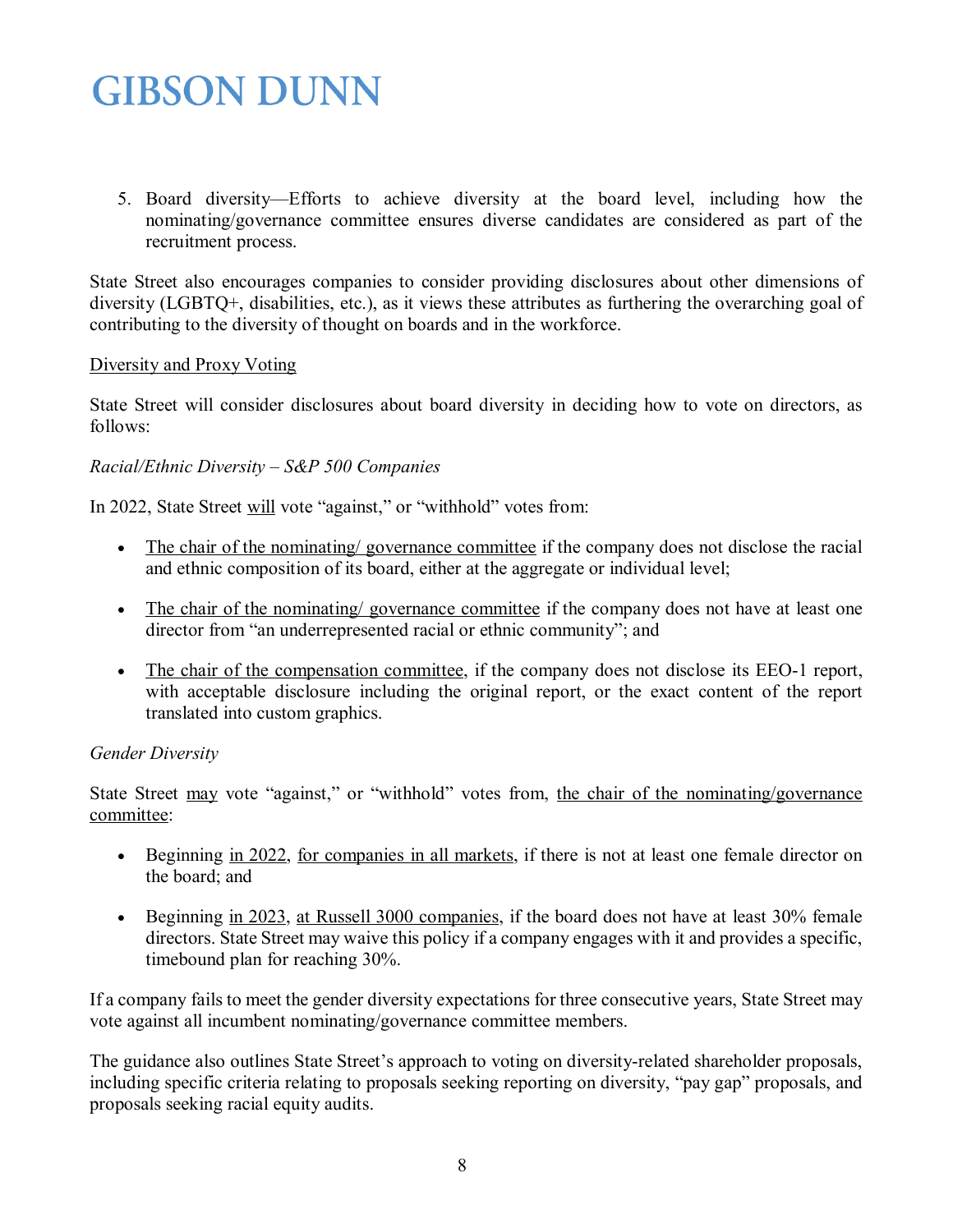5. Board diversity—Efforts to achieve diversity at the board level, including how the nominating/governance committee ensures diverse candidates are considered as part of the recruitment process.

State Street also encourages companies to consider providing disclosures about other dimensions of diversity (LGBTQ+, disabilities, etc.), as it views these attributes as furthering the overarching goal of contributing to the diversity of thought on boards and in the workforce.

<u>Diversity and Proxy Voting</u>

State Street will consider disclosures about board diversity in deciding how to vote on directors, as follows:

*Racial/Ethnic Diversity – S&P 500 Companies*

In 2022, State Street <u>will</u> vote "against," or "withhold" votes from:

- <u>The chair of the nominating/ governance committee</u> if the company does not disclose the racial and ethnic composition of its board, either at the aggregate or individual level;
- <u>The chair of the nominating/ governance committee</u> if the company does not have at least one director from "an underrepresented racial or ethnic community"; and
- <u>The chair of the compensation committee</u>, if the company does not disclose its EEO-1 report, with acceptable disclosure including the original report, or the exact content of the report translated into custom graphics.

*Gender Diversity*

State Street <u>may</u> vote "against," or "withhold" votes from, <u>the chair of the nominating/governance committee</u>:

- Beginning <u>in 2022</u>, <u>for companies in all markets</u>, if there is not at least one female director on the board; and
- Beginning <u>in 2023</u>, <u>at Russell 3000 companies</u>, if the board does not have at least 30% female directors. State Street may waive this policy if a company engages with it and provides a specific, timebound plan for reaching 30%.

If a company fails to meet the gender diversity expectations for three consecutive years, State Street may vote against all incumbent nominating/governance committee members.

The guidance also outlines State Street's approach to voting on diversity-related shareholder proposals, including specific criteria relating to proposals seeking reporting on diversity, "pay gap" proposals, and proposals seeking racial equity audits.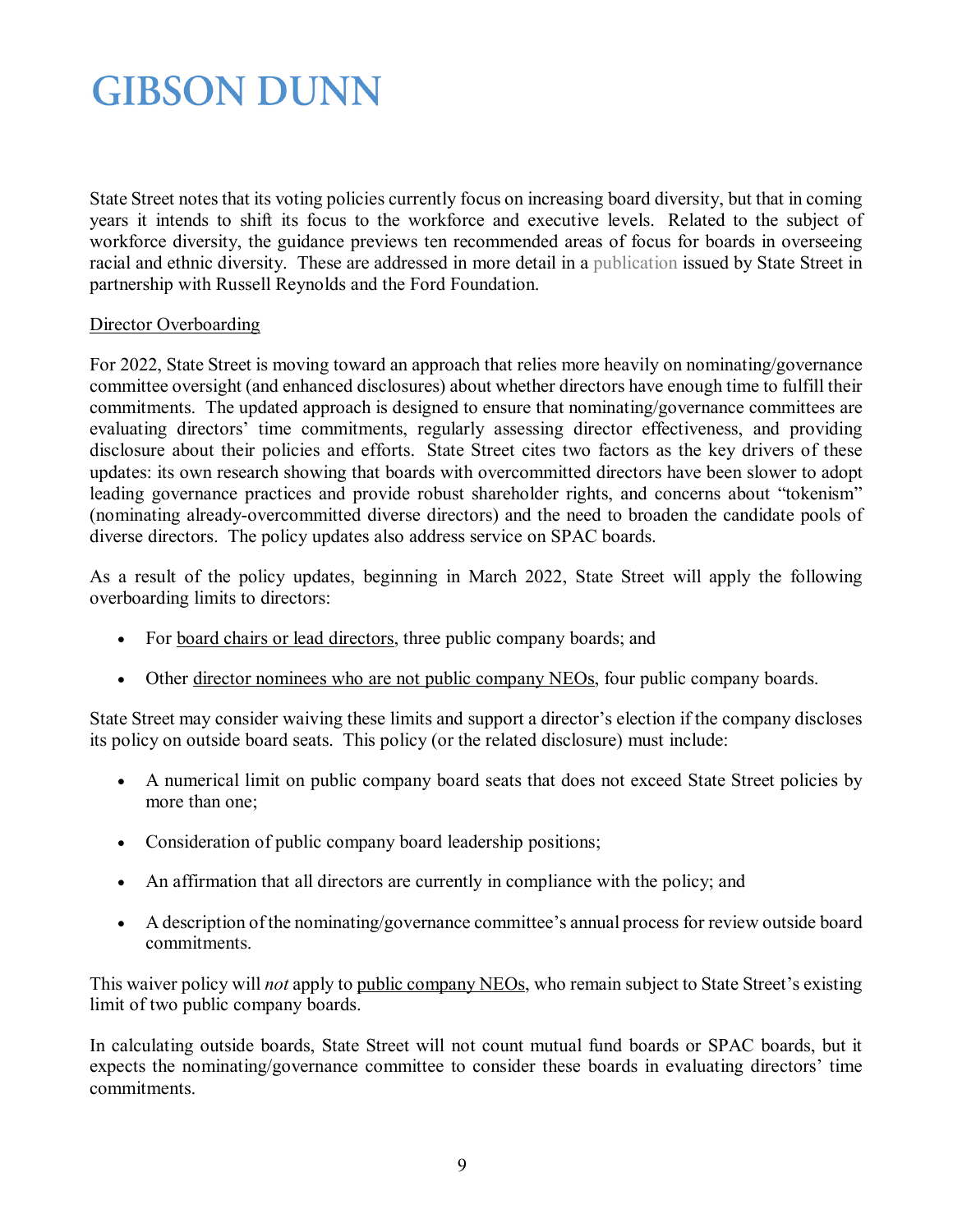State Street notes that its voting policies currently focus on increasing board diversity, but that in coming years it intends to shift its focus to the workforce and executive levels. Related to the subject of workforce diversity, the guidance previews ten recommended areas of focus for boards in overseeing racial and ethnic diversity. These are addressed in more detail in a publication issued by State Street in partnership with Russell Reynolds and the Ford Foundation.

Director Overboarding

For 2022, State Street is moving toward an approach that relies more heavily on nominating/governance committee oversight (and enhanced disclosures) about whether directors have enough time to fulfill their commitments. The updated approach is designed to ensure that nominating/governance committees are evaluating directors' time commitments, regularly assessing director effectiveness, and providing disclosure about their policies and efforts. State Street cites two factors as the key drivers of these updates: its own research showing that boards with overcommitted directors have been slower to adopt leading governance practices and provide robust shareholder rights, and concerns about "tokenism" (nominating already-overcommitted diverse directors) and the need to broaden the candidate pools of diverse directors. The policy updates also address service on SPAC boards.

As a result of the policy updates, beginning in March 2022, State Street will apply the following overboarding limits to directors:

- For board chairs or lead directors, three public company boards; and
- Other director nominees who are not public company NEOs, four public company boards.

State Street may consider waiving these limits and support a director's election if the company discloses its policy on outside board seats. This policy (or the related disclosure) must include:

- A numerical limit on public company board seats that does not exceed State Street policies by more than one;
- Consideration of public company board leadership positions;
- An affirmation that all directors are currently in compliance with the policy; and
- A description of the nominating/governance committee's annual process for review outside board commitments.

This waiver policy will *not* apply to public company NEOs, who remain subject to State Street's existing limit of two public company boards.

In calculating outside boards, State Street will not count mutual fund boards or SPAC boards, but it expects the nominating/governance committee to consider these boards in evaluating directors' time commitments.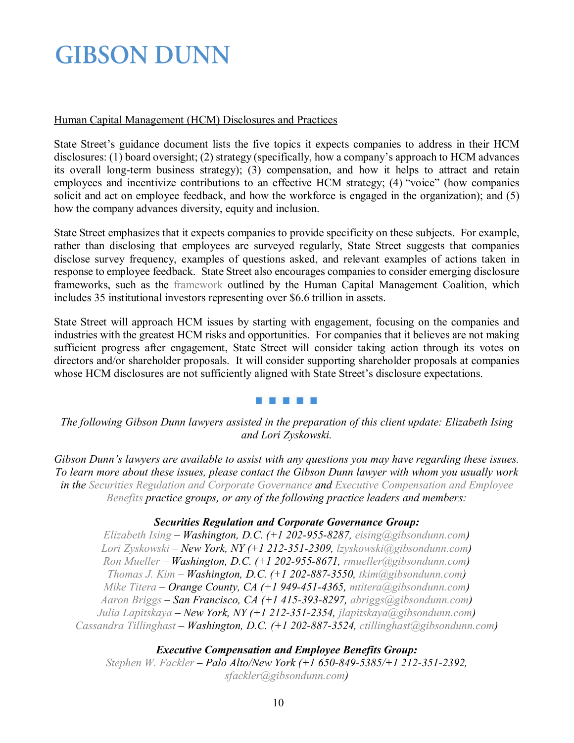Human Capital Management (HCM) Disclosures and Practices

State Street's guidance document lists the five topics it expects companies to address in their HCM disclosures: (1) board oversight; (2) strategy (specifically, how a company's approach to HCM advances its overall long-term business strategy); (3) compensation, and how it helps to attract and retain employees and incentivize contributions to an effective HCM strategy; (4) "voice" (how companies solicit and act on employee feedback, and how the workforce is engaged in the organization); and (5) how the company advances diversity, equity and inclusion.

State Street emphasizes that it expects companies to provide specificity on these subjects. For example, rather than disclosing that employees are surveyed regularly, State Street suggests that companies disclose survey frequency, examples of questions asked, and relevant examples of actions taken in response to employee feedback. State Street also encourages companies to consider emerging disclosure frameworks, such as the framework outlined by the Human Capital Management Coalition, which includes 35 institutional investors representing over $6.6 trillion in assets.

State Street will approach HCM issues by starting with engagement, focusing on the companies and industries with the greatest HCM risks and opportunities. For companies that it believes are not making sufficient progress after engagement, State Street will consider taking action through its votes on directors and/or shareholder proposals. It will consider supporting shareholder proposals at companies whose HCM disclosures are not sufficiently aligned with State Street's disclosure expectations.

---

*The following Gibson Dunn lawyers assisted in the preparation of this client update: Elizabeth Ising and Lori Zyskowski.*

*Gibson Dunn's lawyers are available to assist with any questions you may have regarding these issues. To learn more about these issues, please contact the Gibson Dunn lawyer with whom you usually work in the Securities Regulation and Corporate Governance and Executive Compensation and Employee Benefits practice groups, or any of the following practice leaders and members:*

***Securities Regulation and Corporate Governance Group:***

*Elizabeth Ising – Washington, D.C. (+1 202-955-8287, eising@gibsondunn.com)*
*Lori Zyskowski – New York, NY (+1 212-351-2309, lzyskowski@gibsondunn.com)*
*Ron Mueller – Washington, D.C. (+1 202-955-8671, rmueller@gibsondunn.com)*
*Thomas J. Kim – Washington, D.C. (+1 202-887-3550, tkim@gibsondunn.com)*
*Mike Titera – Orange County, CA (+1 949-451-4365, mtitera@gibsondunn.com)*
*Aaron Briggs – San Francisco, CA (+1 415-393-8297, abriggs@gibsondunn.com)*
*Julia Lapitskaya – New York, NY (+1 212-351-2354, jlapitskaya@gibsondunn.com)*
*Cassandra Tillinghast – Washington, D.C. (+1 202-887-3524, ctillinghast@gibsondunn.com)*

***Executive Compensation and Employee Benefits Group:***

*Stephen W. Fackler – Palo Alto/New York (+1 650-849-5385/+1 212-351-2392, sfackler@gibsondunn.com)*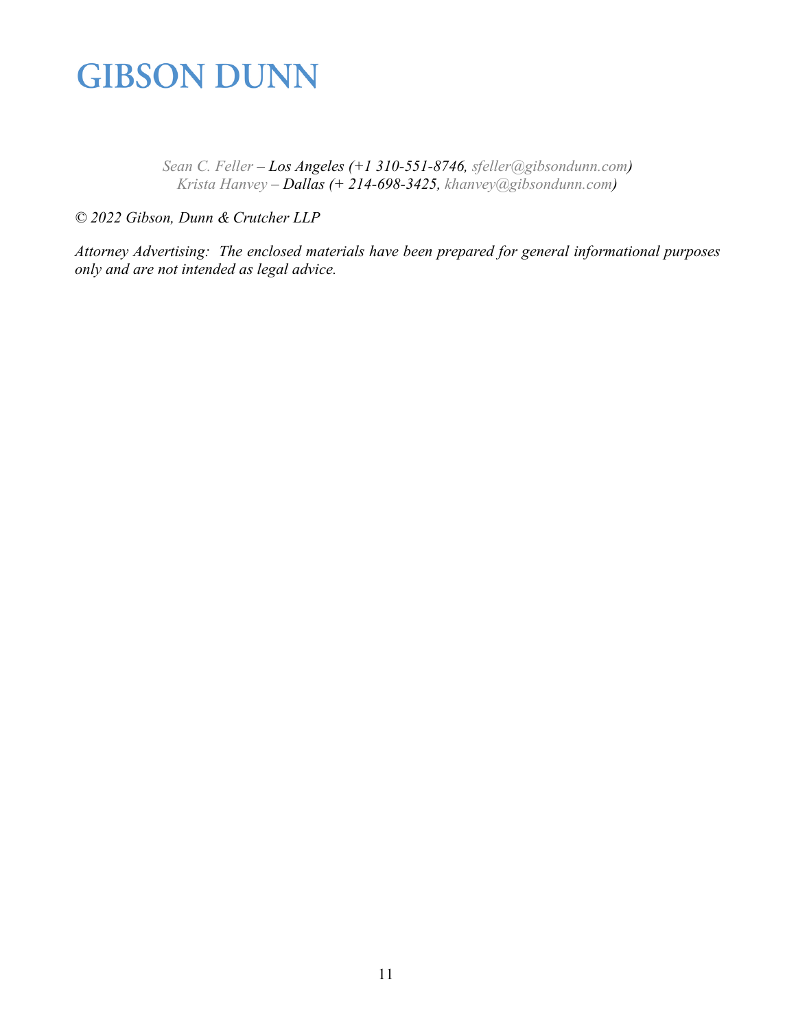# GIBSON DUNN

*Sean C. Feller – Los Angeles (+1 310-551-8746, sfeller@gibsondunn.com)*
*Krista Hanvey – Dallas (+ 214-698-3425, khanvey@gibsondunn.com)*

*© 2022 Gibson, Dunn & Crutcher LLP*

*Attorney Advertising: The enclosed materials have been prepared for general informational purposes only and are not intended as legal advice.*